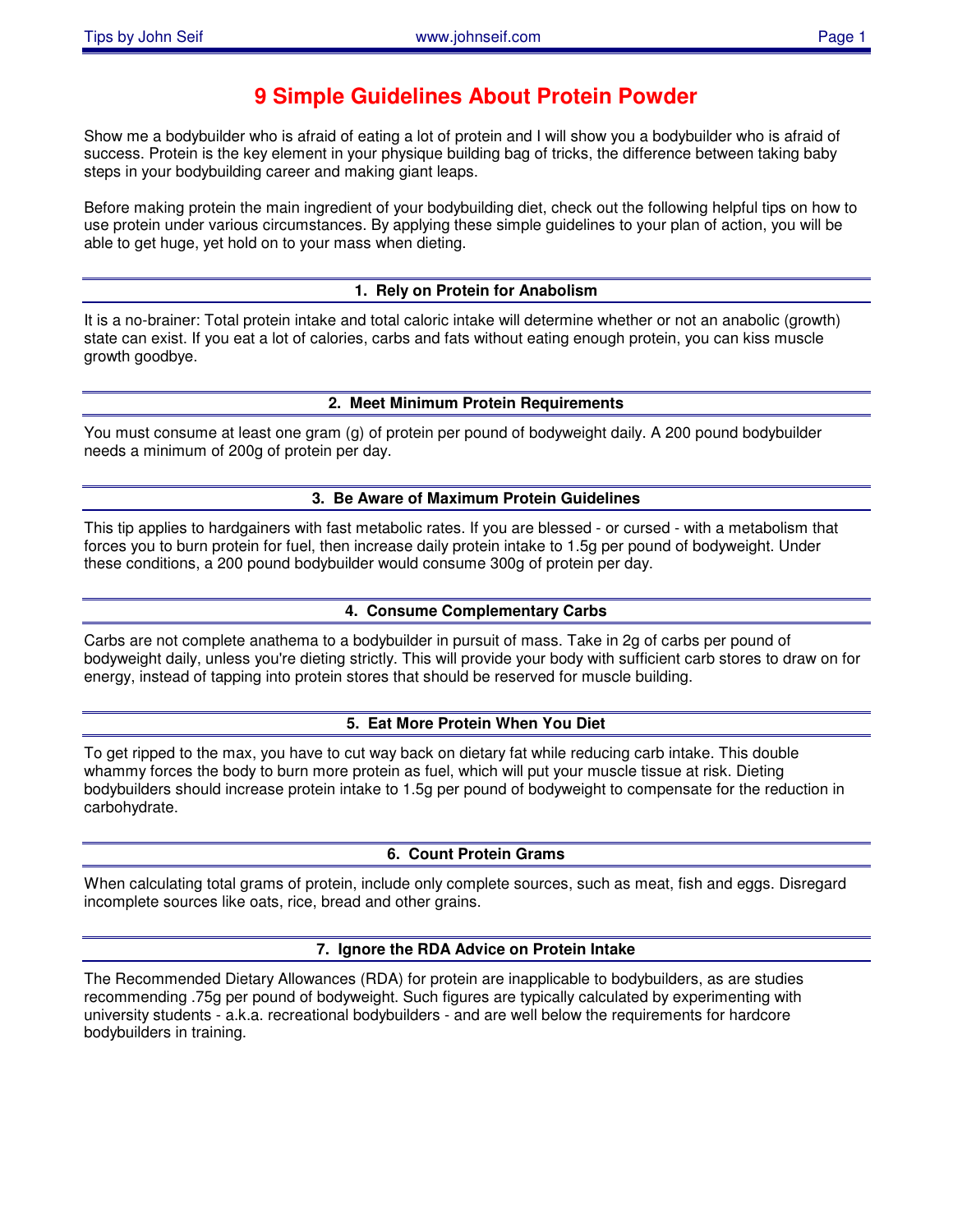# 9 Simple Guidelines About Protein Powder

Show me a bodybuilder who is afraid of eating a lot of protein and I will show you a bodybuilder who is afraid of success. Protein is the key element in your physique building bag of tricks, the difference between taking baby steps in your bodybuilding career and making giant leaps.

Before making protein the main ingredient of your bodybuilding diet, check out the following helpful tips on how to use protein under various circumstances. By applying these simple guidelines to your plan of action, you will be able to get huge, yet hold on to your mass when dieting.

## 1. Rely on Protein for Anabolism

It is a no-brainer: Total protein intake and total caloric intake will determine whether or not an anabolic (growth) state can exist. If you eat a lot of calories, carbs and fats without eating enough protein, you can kiss muscle growth goodbye.

## 2. Meet Minimum Protein Requirements

You must consume at least one gram (g) of protein per pound of bodyweight daily. A 200 pound bodybuilder needs a minimum of 200g of protein per day.

## 3. Be Aware of Maximum Protein Guidelines

This tip applies to hardgainers with fast metabolic rates. If you are blessed - or cursed - with a metabolism that forces you to burn protein for fuel, then increase daily protein intake to 1.5g per pound of bodyweight. Under these conditions, a 200 pound bodybuilder would consume 300g of protein per day.

## 4. Consume Complementary Carbs

Carbs are not complete anathema to a bodybuilder in pursuit of mass. Take in 2g of carbs per pound of bodyweight daily, unless you're dieting strictly. This will provide your body with sufficient carb stores to draw on for energy, instead of tapping into protein stores that should be reserved for muscle building.

## 5. Eat More Protein When You Diet

To get ripped to the max, you have to cut way back on dietary fat while reducing carb intake. This double whammy forces the body to burn more protein as fuel, which will put your muscle tissue at risk. Dieting bodybuilders should increase protein intake to 1.5g per pound of bodyweight to compensate for the reduction in carbohydrate.

## 6. Count Protein Grams

When calculating total grams of protein, include only complete sources, such as meat, fish and eggs. Disregard incomplete sources like oats, rice, bread and other grains.

## 7. Ignore the RDA Advice on Protein Intake

The Recommended Dietary Allowances (RDA) for protein are inapplicable to bodybuilders, as are studies recommending .75g per pound of bodyweight. Such figures are typically calculated by experimenting with university students - a.k.a. recreational bodybuilders - and are well below the requirements for hardcore bodybuilders in training.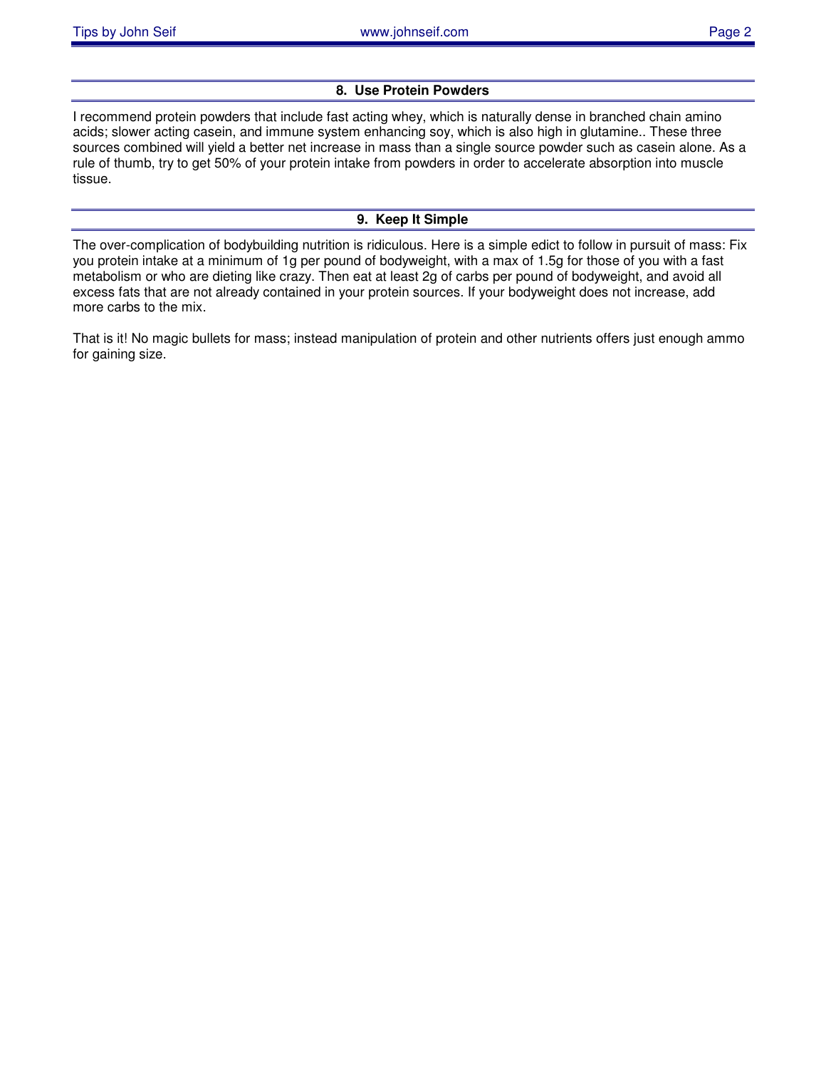## 8. Use Protein Powders

I recommend protein powders that include fast acting whey, which is naturally dense in branched chain amino acids; slower acting casein, and immune system enhancing soy, which is also high in glutamine.. These three sources combined will yield a better net increase in mass than a single source powder such as casein alone. As a rule of thumb, try to get 50% of your protein intake from powders in order to accelerate absorption into muscle tissue.

## 9. Keep It Simple

The over-complication of bodybuilding nutrition is ridiculous. Here is a simple edict to follow in pursuit of mass: Fix you protein intake at a minimum of 1g per pound of bodyweight, with a max of 1.5g for those of you with a fast metabolism or who are dieting like crazy. Then eat at least 2g of carbs per pound of bodyweight, and avoid all excess fats that are not already contained in your protein sources. If your bodyweight does not increase, add more carbs to the mix.

That is it! No magic bullets for mass; instead manipulation of protein and other nutrients offers just enough ammo for gaining size.